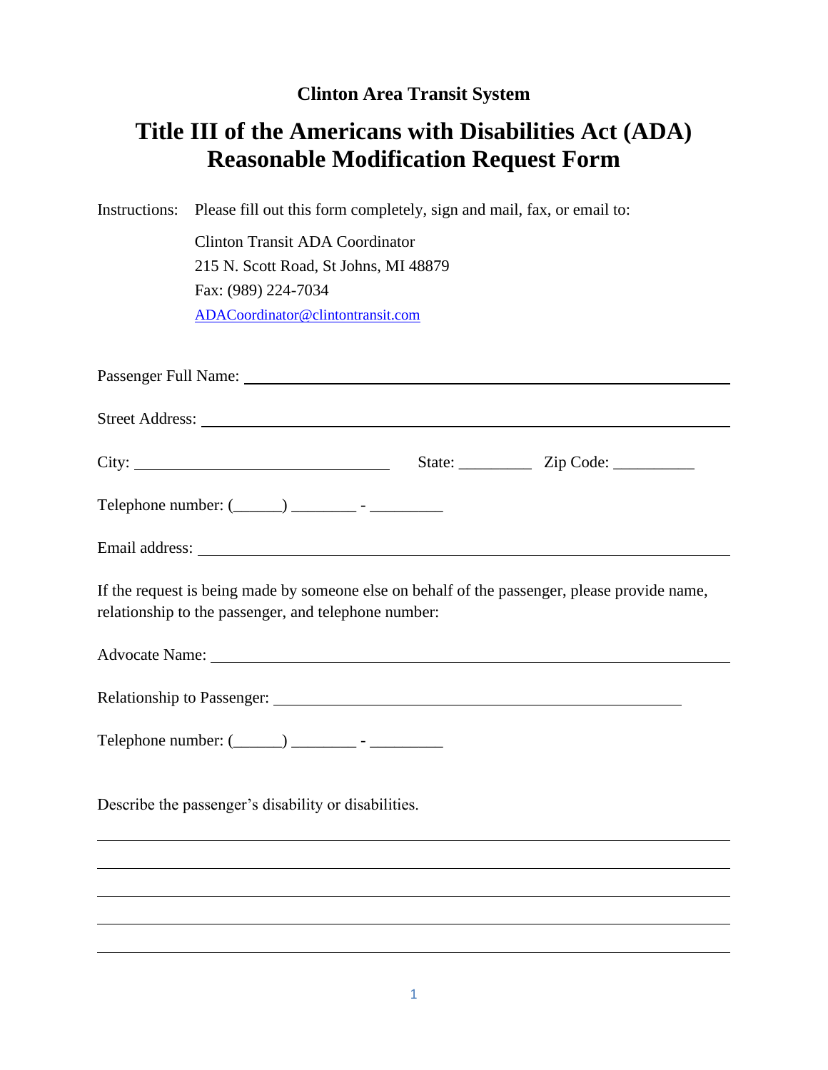**Clinton Area Transit System**

# Title III of the Americans with Disabilities Act (ADA) Reasonable Modification Request Form

Instructions: Please fill out this form completely, sign and mail, fax, or email to:

Clinton Transit ADA Coordinator
215 N. Scott Road, St Johns, MI 48879
Fax: (989) 224-7034
ADACoordinator@clintontransit.com

Passenger Full Name: ______________________________________________

Street Address: ______________________________________________

City: ______________________ State: _________ Zip Code: __________

Telephone number: (______) ________ - _________

Email address: ______________________________________________

If the request is being made by someone else on behalf of the passenger, please provide name, relationship to the passenger, and telephone number:

Advocate Name: ______________________________________________

Relationship to Passenger: ______________________________________

Telephone number: (______) ________ - _________

Describe the passenger's disability or disabilities.

______________________________________________

______________________________________________

______________________________________________

______________________________________________

______________________________________________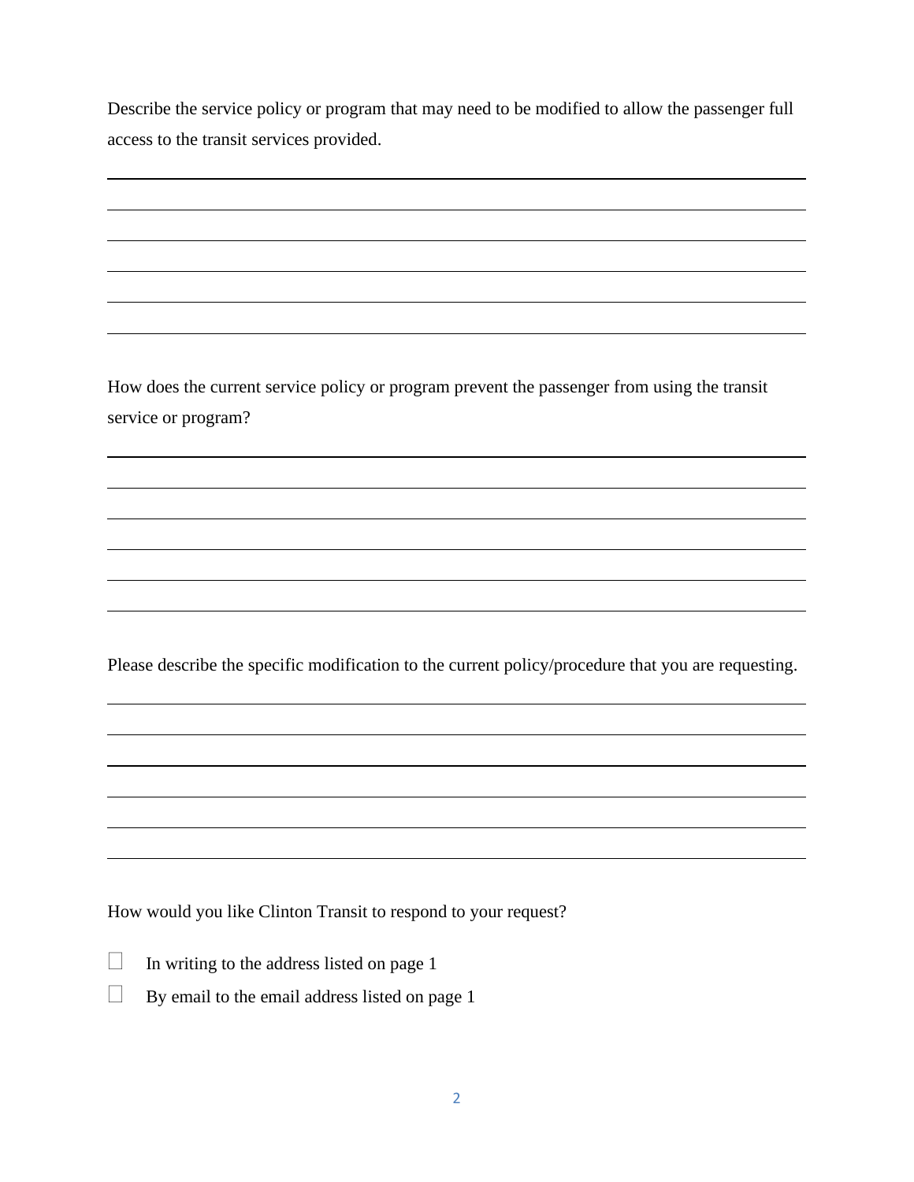Describe the service policy or program that may need to be modified to allow the passenger full access to the transit services provided.

\_\_\_\_\_\_\_\_\_\_\_\_\_\_\_\_\_\_\_\_\_\_\_\_\_\_\_\_\_\_\_\_\_\_\_\_\_\_\_\_\_\_\_\_\_\_\_\_\_\_\_\_\_\_\_\_\_\_\_\_\_\_\_\_\_\_\_\_\_\_

\_\_\_\_\_\_\_\_\_\_\_\_\_\_\_\_\_\_\_\_\_\_\_\_\_\_\_\_\_\_\_\_\_\_\_\_\_\_\_\_\_\_\_\_\_\_\_\_\_\_\_\_\_\_\_\_\_\_\_\_\_\_\_\_\_\_\_\_\_\_

\_\_\_\_\_\_\_\_\_\_\_\_\_\_\_\_\_\_\_\_\_\_\_\_\_\_\_\_\_\_\_\_\_\_\_\_\_\_\_\_\_\_\_\_\_\_\_\_\_\_\_\_\_\_\_\_\_\_\_\_\_\_\_\_\_\_\_\_\_\_

\_\_\_\_\_\_\_\_\_\_\_\_\_\_\_\_\_\_\_\_\_\_\_\_\_\_\_\_\_\_\_\_\_\_\_\_\_\_\_\_\_\_\_\_\_\_\_\_\_\_\_\_\_\_\_\_\_\_\_\_\_\_\_\_\_\_\_\_\_\_

\_\_\_\_\_\_\_\_\_\_\_\_\_\_\_\_\_\_\_\_\_\_\_\_\_\_\_\_\_\_\_\_\_\_\_\_\_\_\_\_\_\_\_\_\_\_\_\_\_\_\_\_\_\_\_\_\_\_\_\_\_\_\_\_\_\_\_\_\_\_

\_\_\_\_\_\_\_\_\_\_\_\_\_\_\_\_\_\_\_\_\_\_\_\_\_\_\_\_\_\_\_\_\_\_\_\_\_\_\_\_\_\_\_\_\_\_\_\_\_\_\_\_\_\_\_\_\_\_\_\_\_\_\_\_\_\_\_\_\_\_

How does the current service policy or program prevent the passenger from using the transit service or program?

\_\_\_\_\_\_\_\_\_\_\_\_\_\_\_\_\_\_\_\_\_\_\_\_\_\_\_\_\_\_\_\_\_\_\_\_\_\_\_\_\_\_\_\_\_\_\_\_\_\_\_\_\_\_\_\_\_\_\_\_\_\_\_\_\_\_\_\_\_\_

\_\_\_\_\_\_\_\_\_\_\_\_\_\_\_\_\_\_\_\_\_\_\_\_\_\_\_\_\_\_\_\_\_\_\_\_\_\_\_\_\_\_\_\_\_\_\_\_\_\_\_\_\_\_\_\_\_\_\_\_\_\_\_\_\_\_\_\_\_\_

\_\_\_\_\_\_\_\_\_\_\_\_\_\_\_\_\_\_\_\_\_\_\_\_\_\_\_\_\_\_\_\_\_\_\_\_\_\_\_\_\_\_\_\_\_\_\_\_\_\_\_\_\_\_\_\_\_\_\_\_\_\_\_\_\_\_\_\_\_\_

\_\_\_\_\_\_\_\_\_\_\_\_\_\_\_\_\_\_\_\_\_\_\_\_\_\_\_\_\_\_\_\_\_\_\_\_\_\_\_\_\_\_\_\_\_\_\_\_\_\_\_\_\_\_\_\_\_\_\_\_\_\_\_\_\_\_\_\_\_\_

\_\_\_\_\_\_\_\_\_\_\_\_\_\_\_\_\_\_\_\_\_\_\_\_\_\_\_\_\_\_\_\_\_\_\_\_\_\_\_\_\_\_\_\_\_\_\_\_\_\_\_\_\_\_\_\_\_\_\_\_\_\_\_\_\_\_\_\_\_\_

\_\_\_\_\_\_\_\_\_\_\_\_\_\_\_\_\_\_\_\_\_\_\_\_\_\_\_\_\_\_\_\_\_\_\_\_\_\_\_\_\_\_\_\_\_\_\_\_\_\_\_\_\_\_\_\_\_\_\_\_\_\_\_\_\_\_\_\_\_\_

Please describe the specific modification to the current policy/procedure that you are requesting.

\_\_\_\_\_\_\_\_\_\_\_\_\_\_\_\_\_\_\_\_\_\_\_\_\_\_\_\_\_\_\_\_\_\_\_\_\_\_\_\_\_\_\_\_\_\_\_\_\_\_\_\_\_\_\_\_\_\_\_\_\_\_\_\_\_\_\_\_\_\_

\_\_\_\_\_\_\_\_\_\_\_\_\_\_\_\_\_\_\_\_\_\_\_\_\_\_\_\_\_\_\_\_\_\_\_\_\_\_\_\_\_\_\_\_\_\_\_\_\_\_\_\_\_\_\_\_\_\_\_\_\_\_\_\_\_\_\_\_\_\_

\_\_\_\_\_\_\_\_\_\_\_\_\_\_\_\_\_\_\_\_\_\_\_\_\_\_\_\_\_\_\_\_\_\_\_\_\_\_\_\_\_\_\_\_\_\_\_\_\_\_\_\_\_\_\_\_\_\_\_\_\_\_\_\_\_\_\_\_\_\_

\_\_\_\_\_\_\_\_\_\_\_\_\_\_\_\_\_\_\_\_\_\_\_\_\_\_\_\_\_\_\_\_\_\_\_\_\_\_\_\_\_\_\_\_\_\_\_\_\_\_\_\_\_\_\_\_\_\_\_\_\_\_\_\_\_\_\_\_\_\_

\_\_\_\_\_\_\_\_\_\_\_\_\_\_\_\_\_\_\_\_\_\_\_\_\_\_\_\_\_\_\_\_\_\_\_\_\_\_\_\_\_\_\_\_\_\_\_\_\_\_\_\_\_\_\_\_\_\_\_\_\_\_\_\_\_\_\_\_\_\_

\_\_\_\_\_\_\_\_\_\_\_\_\_\_\_\_\_\_\_\_\_\_\_\_\_\_\_\_\_\_\_\_\_\_\_\_\_\_\_\_\_\_\_\_\_\_\_\_\_\_\_\_\_\_\_\_\_\_\_\_\_\_\_\_\_\_\_\_\_\_

How would you like Clinton Transit to respond to your request?

- ☐ In writing to the address listed on page 1
- ☐ By email to the email address listed on page 1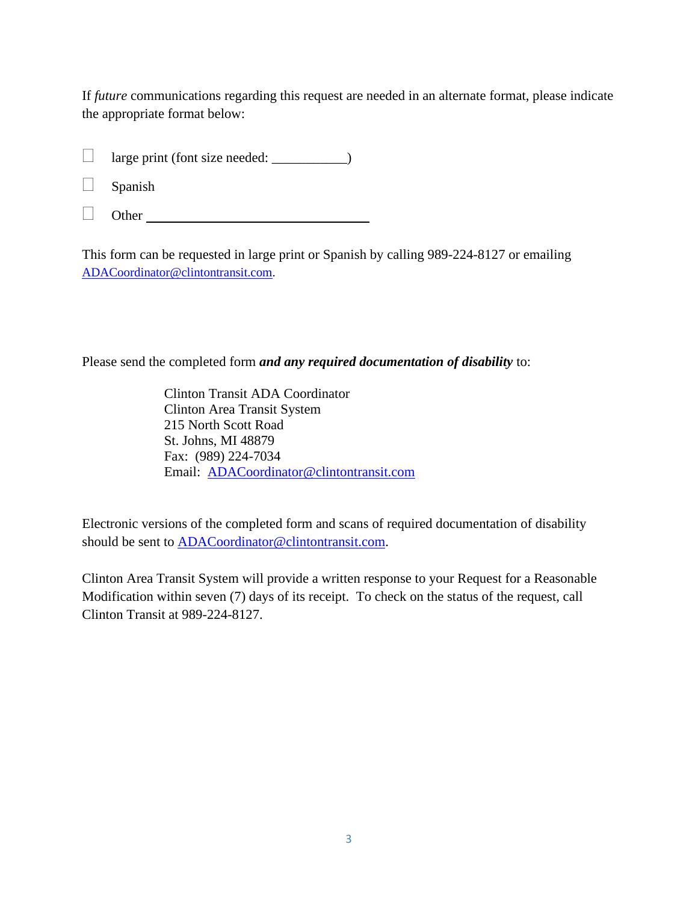If *future* communications regarding this request are needed in an alternate format, please indicate the appropriate format below:

☐ large print (font size needed: ___________)

☐ Spanish

☐ Other ________________________________

This form can be requested in large print or Spanish by calling 989-224-8127 or emailing ADACoordinator@clintontransit.com.

Please send the completed form ***and any required documentation of disability*** to:

Clinton Transit ADA Coordinator  
Clinton Area Transit System  
215 North Scott Road  
St. Johns, MI 48879  
Fax: (989) 224-7034  
Email: ADACoordinator@clintontransit.com

Electronic versions of the completed form and scans of required documentation of disability should be sent to ADACoordinator@clintontransit.com.

Clinton Area Transit System will provide a written response to your Request for a Reasonable Modification within seven (7) days of its receipt. To check on the status of the request, call Clinton Transit at 989-224-8127.